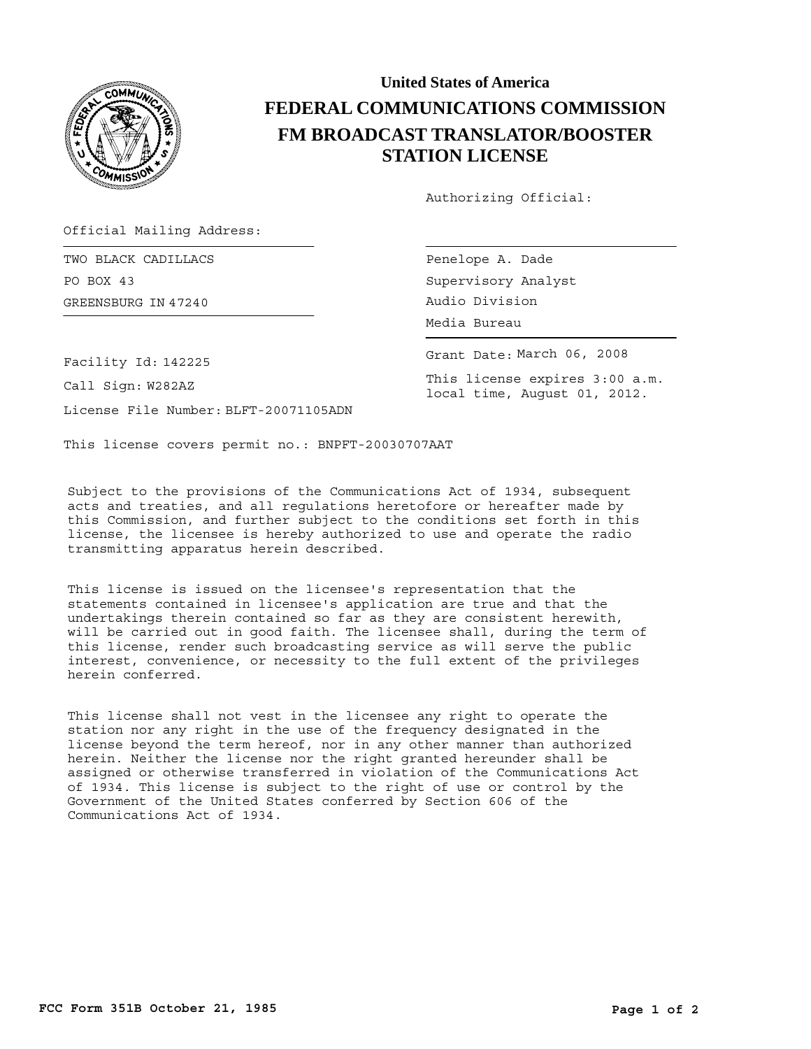# United States of America

# FEDERAL COMMUNICATIONS COMMISSION

## FM BROADCAST TRANSLATOR/BOOSTER STATION LICENSE

Authorizing Official:

Official Mailing Address:

TWO BLACK CADILLACS
PO BOX 43
GREENSBURG IN 47240

Penelope A. Dade
Supervisory Analyst
Audio Division
Media Bureau

Facility Id: 142225

Call Sign: W282AZ

License File Number: BLFT-20071105ADN

Grant Date: March 06, 2008

This license expires 3:00 a.m. local time, August 01, 2012.

This license covers permit no.: BNPFT-20030707AAT

Subject to the provisions of the Communications Act of 1934, subsequent acts and treaties, and all regulations heretofore or hereafter made by this Commission, and further subject to the conditions set forth in this license, the licensee is hereby authorized to use and operate the radio transmitting apparatus herein described.

This license is issued on the licensee's representation that the statements contained in licensee's application are true and that the undertakings therein contained so far as they are consistent herewith, will be carried out in good faith. The licensee shall, during the term of this license, render such broadcasting service as will serve the public interest, convenience, or necessity to the full extent of the privileges herein conferred.

This license shall not vest in the licensee any right to operate the station nor any right in the use of the frequency designated in the license beyond the term hereof, nor in any other manner than authorized herein. Neither the license nor the right granted hereunder shall be assigned or otherwise transferred in violation of the Communications Act of 1934. This license is subject to the right of use or control by the Government of the United States conferred by Section 606 of the Communications Act of 1934.

FCC Form 351B October 21, 1985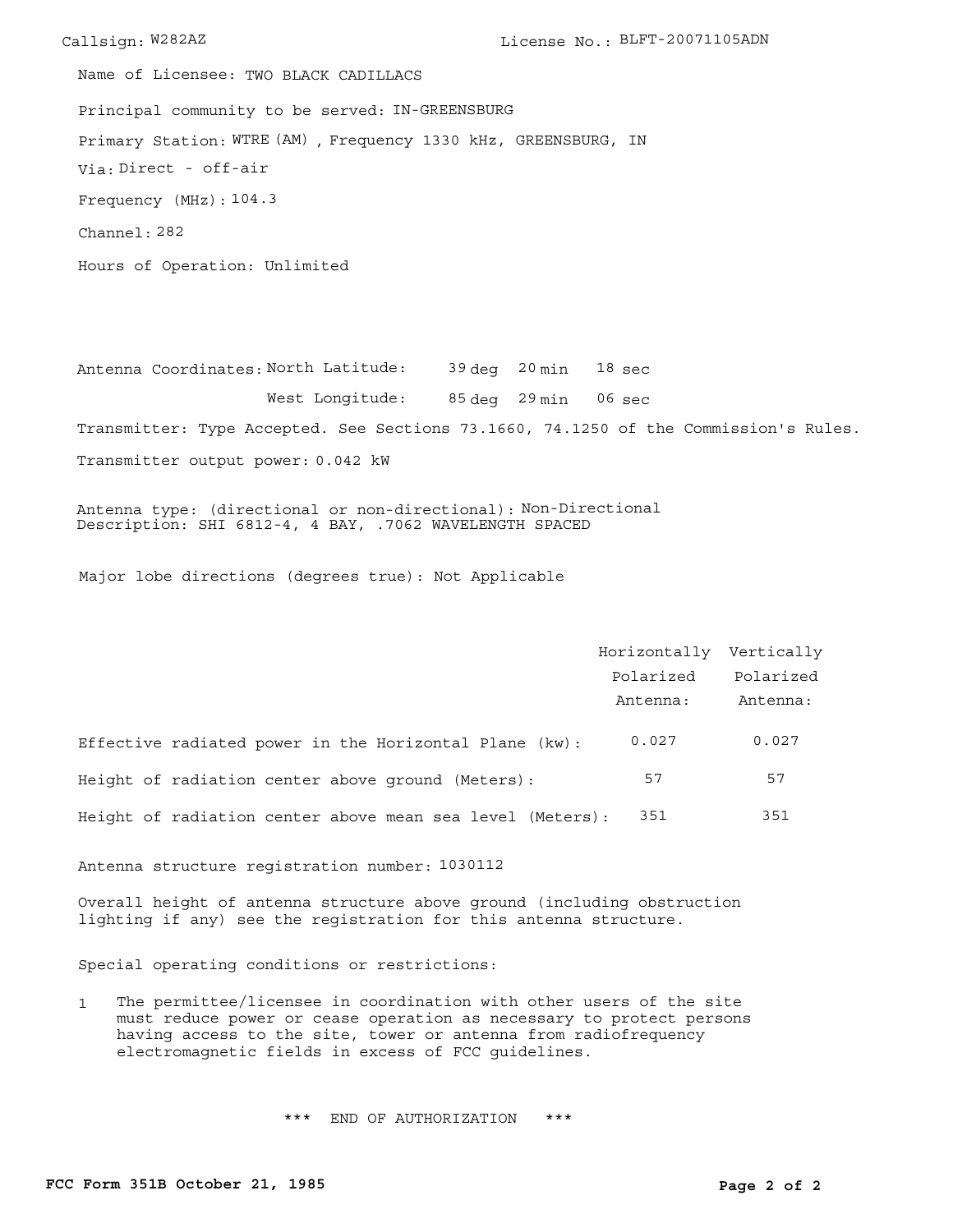Callsign: W282AZ License No.: BLFT-20071105ADN

Name of Licensee: TWO BLACK CADILLACS

Principal community to be served: IN-GREENSBURG

Primary Station: WTRE (AM) , Frequency 1330 kHz, GREENSBURG, IN

Via: Direct - off-air

Frequency (MHz): 104.3

Channel: 282

Hours of Operation: Unlimited

Antenna Coordinates: North Latitude: 39 deg 20 min 18 sec

West Longitude: 85 deg 29 min 06 sec

Transmitter: Type Accepted. See Sections 73.1660, 74.1250 of the Commission's Rules.

Transmitter output power: 0.042 kW

Antenna type: (directional or non-directional): Non-Directional
Description: SHI 6812-4, 4 BAY, .7062 WAVELENGTH SPACED

Major lobe directions (degrees true): Not Applicable

| | Horizontally Polarized Antenna: | Vertically Polarized Antenna: |
|---|---|---|
| Effective radiated power in the Horizontal Plane (kw): | 0.027 | 0.027 |
| Height of radiation center above ground (Meters): | 57 | 57 |
| Height of radiation center above mean sea level (Meters): | 351 | 351 |

Antenna structure registration number: 1030112

Overall height of antenna structure above ground (including obstruction lighting if any) see the registration for this antenna structure.

Special operating conditions or restrictions:

1 The permittee/licensee in coordination with other users of the site must reduce power or cease operation as necessary to protect persons having access to the site, tower or antenna from radiofrequency electromagnetic fields in excess of FCC guidelines.

\*\*\* END OF AUTHORIZATION \*\*\*

FCC Form 351B October 21, 1985